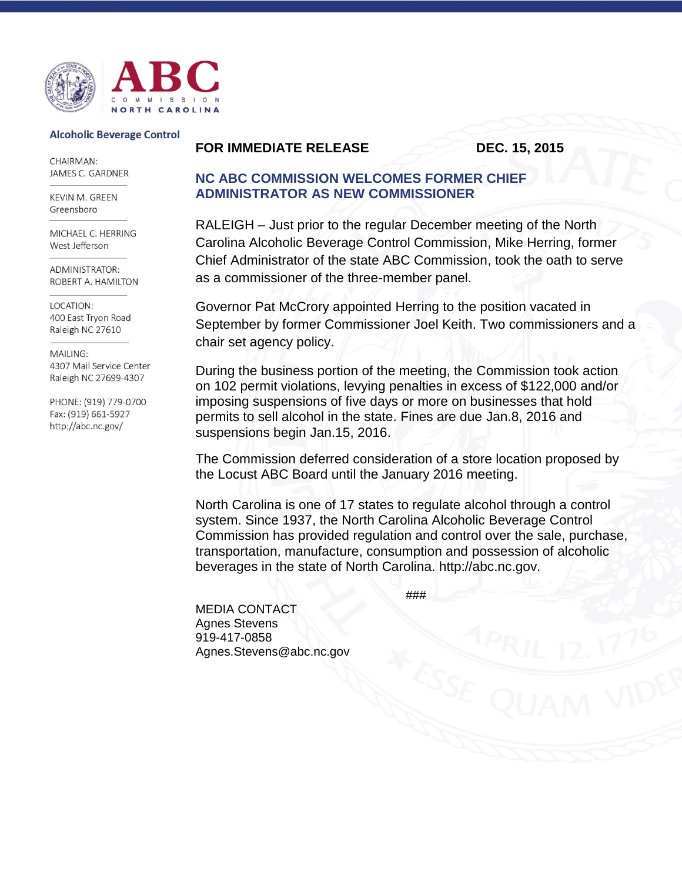ABC COMMISSION NORTH CAROLINA

**Alcoholic Beverage Control**

CHAIRMAN:
JAMES C. GARDNER

KEVIN M. GREEN
Greensboro

MICHAEL C. HERRING
West Jefferson

ADMINISTRATOR:
ROBERT A. HAMILTON

LOCATION:
400 East Tryon Road
Raleigh NC 27610

MAILING:
4307 Mail Service Center
Raleigh NC 27699-4307

PHONE: (919) 779-0700
Fax: (919) 661-5927
http://abc.nc.gov/

**FOR IMMEDIATE RELEASE** **DEC. 15, 2015**

## NC ABC COMMISSION WELCOMES FORMER CHIEF ADMINISTRATOR AS NEW COMMISSIONER

RALEIGH – Just prior to the regular December meeting of the North Carolina Alcoholic Beverage Control Commission, Mike Herring, former Chief Administrator of the state ABC Commission, took the oath to serve as a commissioner of the three-member panel.

Governor Pat McCrory appointed Herring to the position vacated in September by former Commissioner Joel Keith. Two commissioners and a chair set agency policy.

During the business portion of the meeting, the Commission took action on 102 permit violations, levying penalties in excess of $122,000 and/or imposing suspensions of five days or more on businesses that hold permits to sell alcohol in the state. Fines are due Jan.8, 2016 and suspensions begin Jan.15, 2016.

The Commission deferred consideration of a store location proposed by the Locust ABC Board until the January 2016 meeting.

North Carolina is one of 17 states to regulate alcohol through a control system. Since 1937, the North Carolina Alcoholic Beverage Control Commission has provided regulation and control over the sale, purchase, transportation, manufacture, consumption and possession of alcoholic beverages in the state of North Carolina. http://abc.nc.gov.

###

MEDIA CONTACT
Agnes Stevens
919-417-0858
Agnes.Stevens@abc.nc.gov